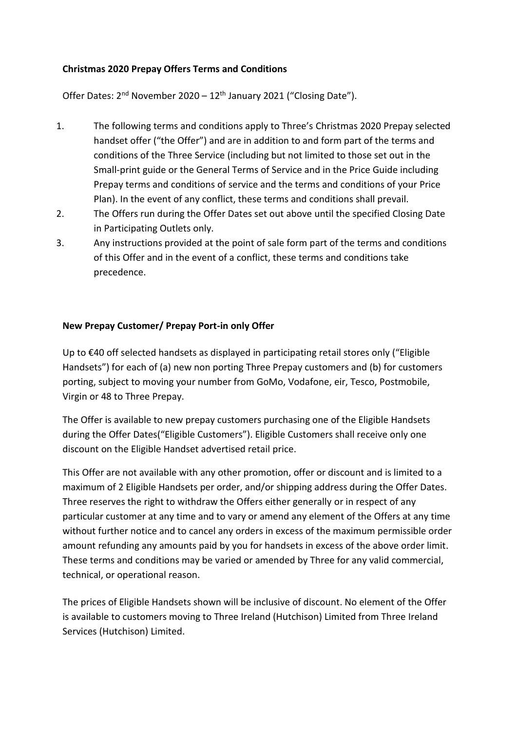**Christmas 2020 Prepay Offers Terms and Conditions**

Offer Dates: 2nd November 2020 – 12th January 2021 ("Closing Date").

1. The following terms and conditions apply to Three's Christmas 2020 Prepay selected handset offer ("the Offer") and are in addition to and form part of the terms and conditions of the Three Service (including but not limited to those set out in the Small-print guide or the General Terms of Service and in the Price Guide including Prepay terms and conditions of service and the terms and conditions of your Price Plan). In the event of any conflict, these terms and conditions shall prevail.
2. The Offers run during the Offer Dates set out above until the specified Closing Date in Participating Outlets only.
3. Any instructions provided at the point of sale form part of the terms and conditions of this Offer and in the event of a conflict, these terms and conditions take precedence.

**New Prepay Customer/ Prepay Port-in only Offer**

Up to €40 off selected handsets as displayed in participating retail stores only ("Eligible Handsets") for each of (a) new non porting Three Prepay customers and (b) for customers porting, subject to moving your number from GoMo, Vodafone, eir, Tesco, Postmobile, Virgin or 48 to Three Prepay.

The Offer is available to new prepay customers purchasing one of the Eligible Handsets during the Offer Dates("Eligible Customers"). Eligible Customers shall receive only one discount on the Eligible Handset advertised retail price.

This Offer are not available with any other promotion, offer or discount and is limited to a maximum of 2 Eligible Handsets per order, and/or shipping address during the Offer Dates. Three reserves the right to withdraw the Offers either generally or in respect of any particular customer at any time and to vary or amend any element of the Offers at any time without further notice and to cancel any orders in excess of the maximum permissible order amount refunding any amounts paid by you for handsets in excess of the above order limit. These terms and conditions may be varied or amended by Three for any valid commercial, technical, or operational reason.

The prices of Eligible Handsets shown will be inclusive of discount. No element of the Offer is available to customers moving to Three Ireland (Hutchison) Limited from Three Ireland Services (Hutchison) Limited.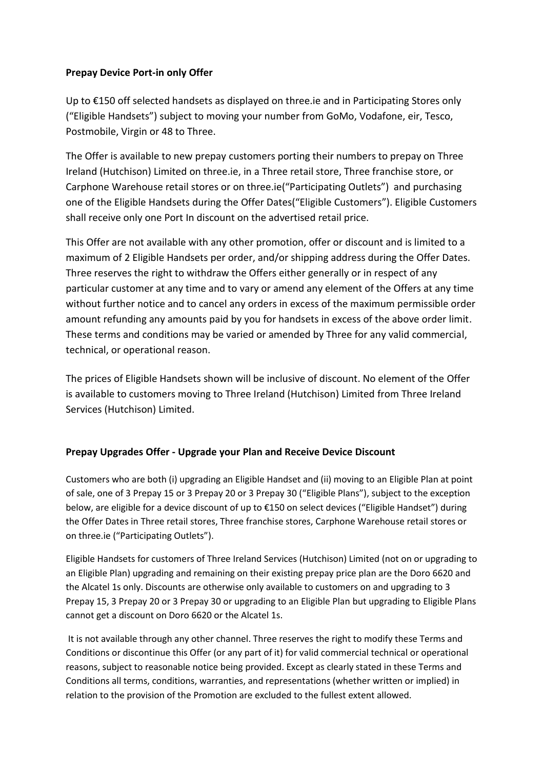**Prepay Device Port-in only Offer**

Up to €150 off selected handsets as displayed on three.ie and in Participating Stores only ("Eligible Handsets") subject to moving your number from GoMo, Vodafone, eir, Tesco, Postmobile, Virgin or 48 to Three.

The Offer is available to new prepay customers porting their numbers to prepay on Three Ireland (Hutchison) Limited on three.ie, in a Three retail store, Three franchise store, or Carphone Warehouse retail stores or on three.ie("Participating Outlets") and purchasing one of the Eligible Handsets during the Offer Dates("Eligible Customers"). Eligible Customers shall receive only one Port In discount on the advertised retail price.

This Offer are not available with any other promotion, offer or discount and is limited to a maximum of 2 Eligible Handsets per order, and/or shipping address during the Offer Dates. Three reserves the right to withdraw the Offers either generally or in respect of any particular customer at any time and to vary or amend any element of the Offers at any time without further notice and to cancel any orders in excess of the maximum permissible order amount refunding any amounts paid by you for handsets in excess of the above order limit. These terms and conditions may be varied or amended by Three for any valid commercial, technical, or operational reason.

The prices of Eligible Handsets shown will be inclusive of discount. No element of the Offer is available to customers moving to Three Ireland (Hutchison) Limited from Three Ireland Services (Hutchison) Limited.

**Prepay Upgrades Offer - Upgrade your Plan and Receive Device Discount**

Customers who are both (i) upgrading an Eligible Handset and (ii) moving to an Eligible Plan at point of sale, one of 3 Prepay 15 or 3 Prepay 20 or 3 Prepay 30 ("Eligible Plans"), subject to the exception below, are eligible for a device discount of up to €150 on select devices ("Eligible Handset") during the Offer Dates in Three retail stores, Three franchise stores, Carphone Warehouse retail stores or on three.ie ("Participating Outlets").

Eligible Handsets for customers of Three Ireland Services (Hutchison) Limited (not on or upgrading to an Eligible Plan) upgrading and remaining on their existing prepay price plan are the Doro 6620 and the Alcatel 1s only. Discounts are otherwise only available to customers on and upgrading to 3 Prepay 15, 3 Prepay 20 or 3 Prepay 30 or upgrading to an Eligible Plan but upgrading to Eligible Plans cannot get a discount on Doro 6620 or the Alcatel 1s.

It is not available through any other channel. Three reserves the right to modify these Terms and Conditions or discontinue this Offer (or any part of it) for valid commercial technical or operational reasons, subject to reasonable notice being provided. Except as clearly stated in these Terms and Conditions all terms, conditions, warranties, and representations (whether written or implied) in relation to the provision of the Promotion are excluded to the fullest extent allowed.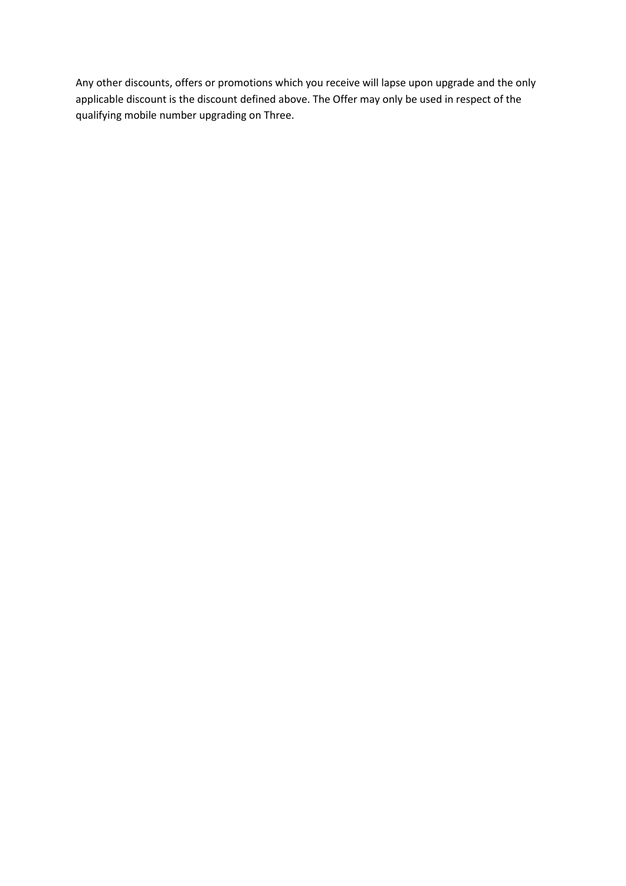Any other discounts, offers or promotions which you receive will lapse upon upgrade and the only applicable discount is the discount defined above. The Offer may only be used in respect of the qualifying mobile number upgrading on Three.